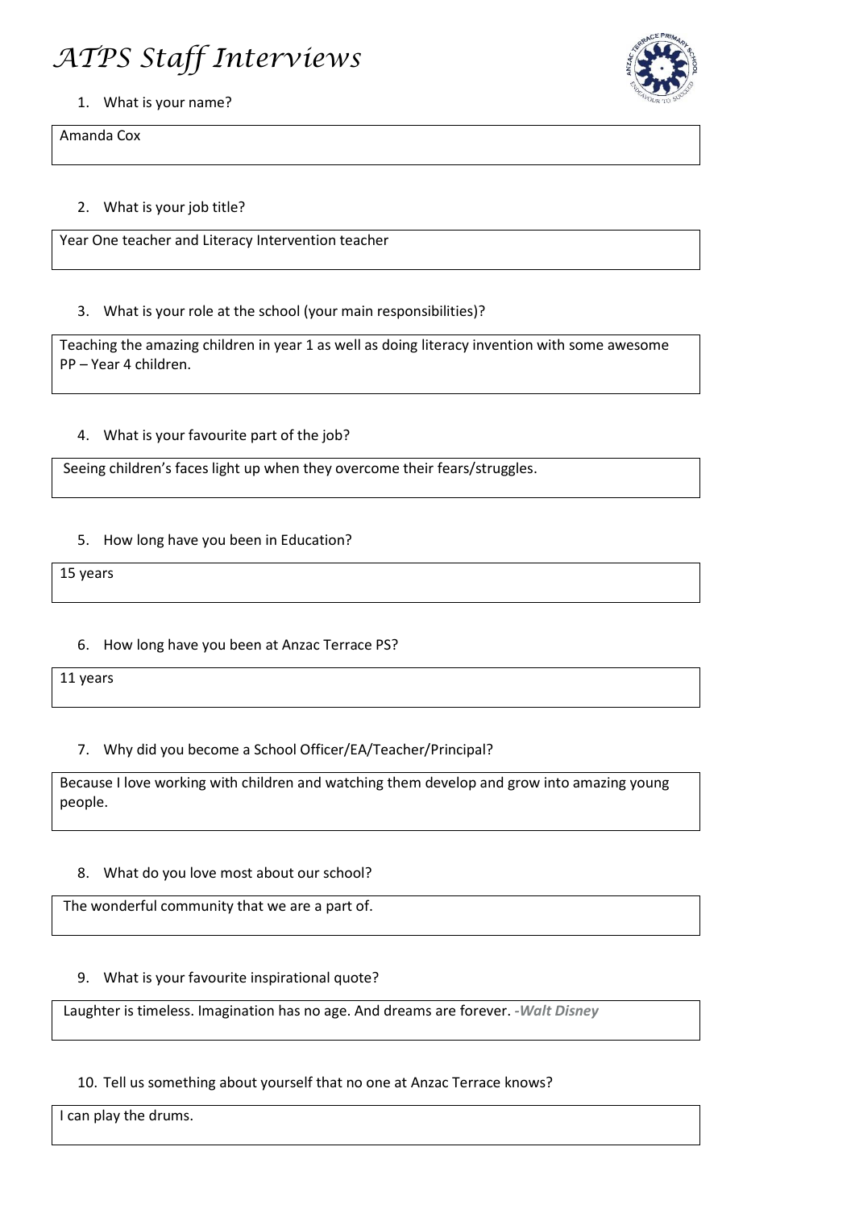# *ATPS Staff Interviews*

1. What is your name?

Amanda Cox

2. What is your job title?

Year One teacher and Literacy Intervention teacher

3. What is your role at the school (your main responsibilities)?

Teaching the amazing children in year 1 as well as doing literacy invention with some awesome PP – Year 4 children.

4. What is your favourite part of the job?

Seeing children's faces light up when they overcome their fears/struggles.

5. How long have you been in Education?

15 years

6. How long have you been at Anzac Terrace PS?

11 years

7. Why did you become a School Officer/EA/Teacher/Principal?

Because I love working with children and watching them develop and grow into amazing young people.

8. What do you love most about our school?

The wonderful community that we are a part of.

9. What is your favourite inspirational quote?

Laughter is timeless. Imagination has no age. And dreams are forever. ***-Walt Disney***

10. Tell us something about yourself that no one at Anzac Terrace knows?

I can play the drums.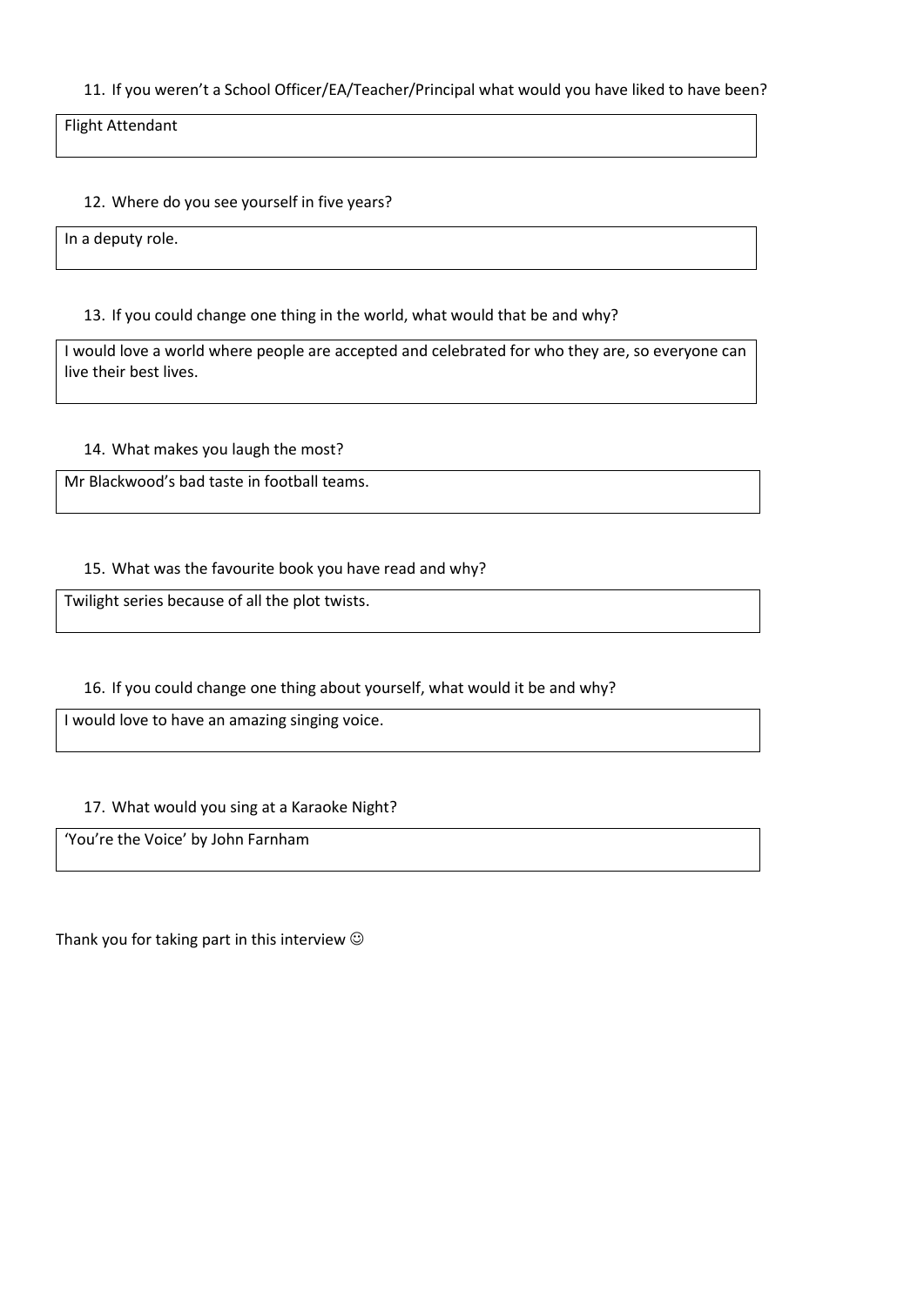11. If you weren't a School Officer/EA/Teacher/Principal what would you have liked to have been?

Flight Attendant

12. Where do you see yourself in five years?

In a deputy role.

13. If you could change one thing in the world, what would that be and why?

I would love a world where people are accepted and celebrated for who they are, so everyone can live their best lives.

14. What makes you laugh the most?

Mr Blackwood's bad taste in football teams.

15. What was the favourite book you have read and why?

Twilight series because of all the plot twists.

16. If you could change one thing about yourself, what would it be and why?

I would love to have an amazing singing voice.

17. What would you sing at a Karaoke Night?

'You're the Voice' by John Farnham

Thank you for taking part in this interview ☺